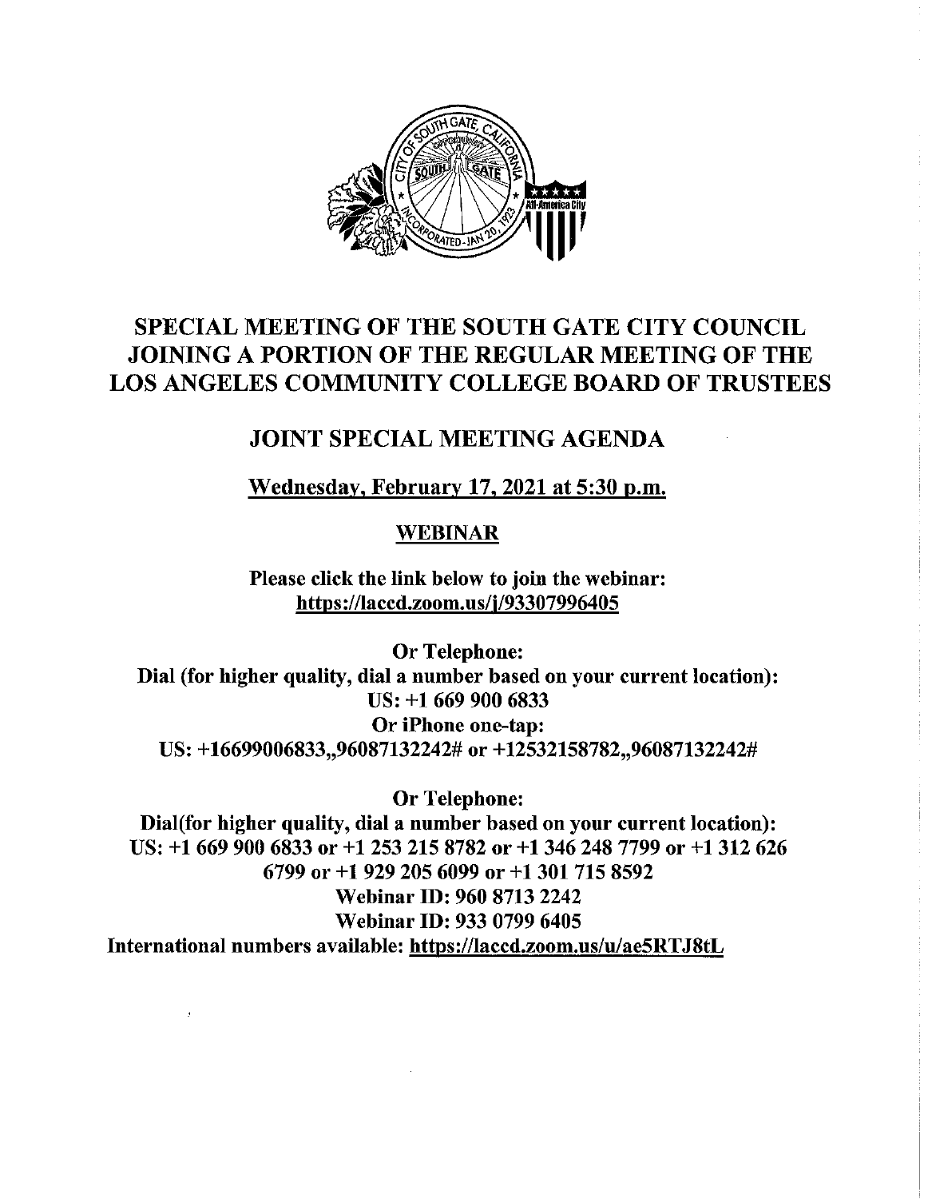# SPECIAL MEETING OF THE SOUTH GATE CITY COUNCIL JOINING A PORTION OF THE REGULAR MEETING OF THE LOS ANGELES COMMUNITY COLLEGE BOARD OF TRUSTEES

## JOINT SPECIAL MEETING AGENDA

**Wednesday, February 17, 2021 at 5:30 p.m.**

**WEBINAR**

**Please click the link below to join the webinar:**
**https://laccd.zoom.us/j/93307996405**

**Or Telephone:**
**Dial (for higher quality, dial a number based on your current location):**
**US: +1 669 900 6833**
**Or iPhone one-tap:**
**US: +16699006833,,96087132242# or +12532158782,,96087132242#**

**Or Telephone:**
**Dial(for higher quality, dial a number based on your current location):**
**US: +1 669 900 6833 or +1 253 215 8782 or +1 346 248 7799 or +1 312 626 6799 or +1 929 205 6099 or +1 301 715 8592**
**Webinar ID: 960 8713 2242**
**Webinar ID: 933 0799 6405**
**International numbers available: https://laccd.zoom.us/u/ae5RTJ8tL**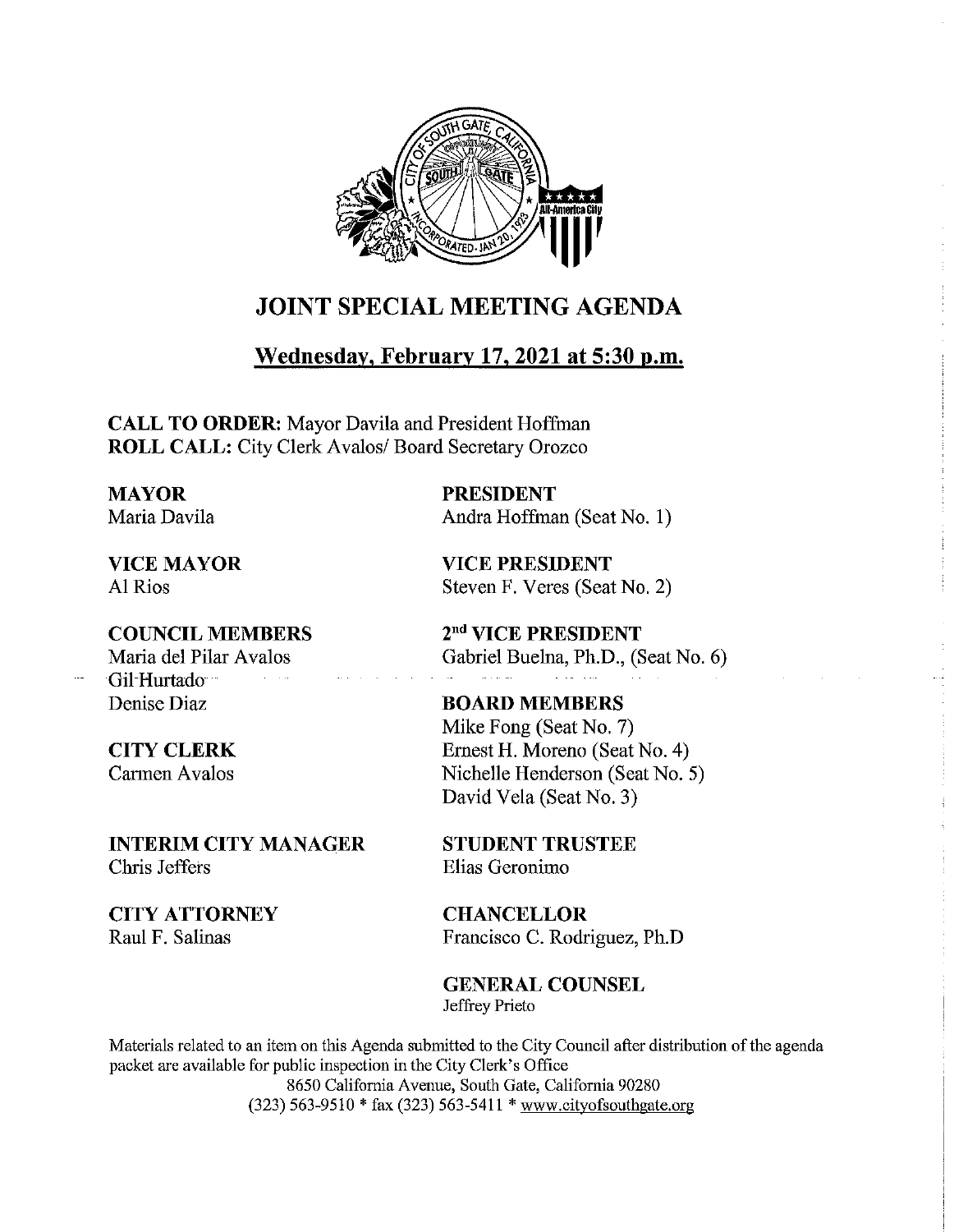# JOINT SPECIAL MEETING AGENDA

## Wednesday, February 17, 2021 at 5:30 p.m.

**CALL TO ORDER:** Mayor Davila and President Hoffman
**ROLL CALL:** City Clerk Avalos/ Board Secretary Orozco

**MAYOR**
Maria Davila

**VICE MAYOR**
Al Rios

**COUNCIL MEMBERS**
Maria del Pilar Avalos
Gil Hurtado
Denise Diaz

**CITY CLERK**
Carmen Avalos

**INTERIM CITY MANAGER**
Chris Jeffers

**CITY ATTORNEY**
Raul F. Salinas

**PRESIDENT**
Andra Hoffman (Seat No. 1)

**VICE PRESIDENT**
Steven F. Veres (Seat No. 2)

**2nd VICE PRESIDENT**
Gabriel Buelna, Ph.D., (Seat No. 6)

**BOARD MEMBERS**
Mike Fong (Seat No. 7)
Ernest H. Moreno (Seat No. 4)
Nichelle Henderson (Seat No. 5)
David Vela (Seat No. 3)

**STUDENT TRUSTEE**
Elias Geronimo

**CHANCELLOR**
Francisco C. Rodriguez, Ph.D

**GENERAL COUNSEL**
Jeffrey Prieto

Materials related to an item on this Agenda submitted to the City Council after distribution of the agenda packet are available for public inspection in the City Clerk's Office
8650 California Avenue, South Gate, California 90280
(323) 563-9510 * fax (323) 563-5411 * www.cityofsouthgate.org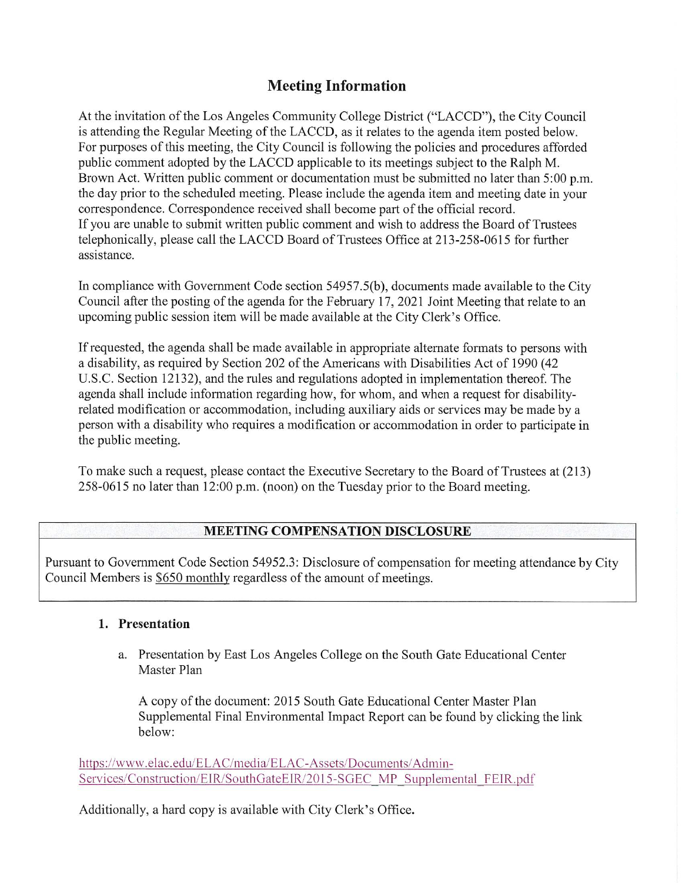## Meeting Information

At the invitation of the Los Angeles Community College District ("LACCD"), the City Council is attending the Regular Meeting of the LACCD, as it relates to the agenda item posted below. For purposes of this meeting, the City Council is following the policies and procedures afforded public comment adopted by the LACCD applicable to its meetings subject to the Ralph M. Brown Act. Written public comment or documentation must be submitted no later than 5:00 p.m. the day prior to the scheduled meeting. Please include the agenda item and meeting date in your correspondence. Correspondence received shall become part of the official record.
If you are unable to submit written public comment and wish to address the Board of Trustees telephonically, please call the LACCD Board of Trustees Office at 213-258-0615 for further assistance.

In compliance with Government Code section 54957.5(b), documents made available to the City Council after the posting of the agenda for the February 17, 2021 Joint Meeting that relate to an upcoming public session item will be made available at the City Clerk's Office.

If requested, the agenda shall be made available in appropriate alternate formats to persons with a disability, as required by Section 202 of the Americans with Disabilities Act of 1990 (42 U.S.C. Section 12132), and the rules and regulations adopted in implementation thereof. The agenda shall include information regarding how, for whom, and when a request for disability-related modification or accommodation, including auxiliary aids or services may be made by a person with a disability who requires a modification or accommodation in order to participate in the public meeting.

To make such a request, please contact the Executive Secretary to the Board of Trustees at (213) 258-0615 no later than 12:00 p.m. (noon) on the Tuesday prior to the Board meeting.

| MEETING COMPENSATION DISCLOSURE |
| --- |
| Pursuant to Government Code Section 54952.3: Disclosure of compensation for meeting attendance by City Council Members is $650 monthly regardless of the amount of meetings. |

1. **Presentation**

   a. Presentation by East Los Angeles College on the South Gate Educational Center Master Plan

      A copy of the document: 2015 South Gate Educational Center Master Plan Supplemental Final Environmental Impact Report can be found by clicking the link below:

https://www.elac.edu/ELAC/media/ELAC-Assets/Documents/Admin-Services/Construction/EIR/SouthGateEIR/2015-SGEC_MP_Supplemental_FEIR.pdf

Additionally, a hard copy is available with City Clerk's Office.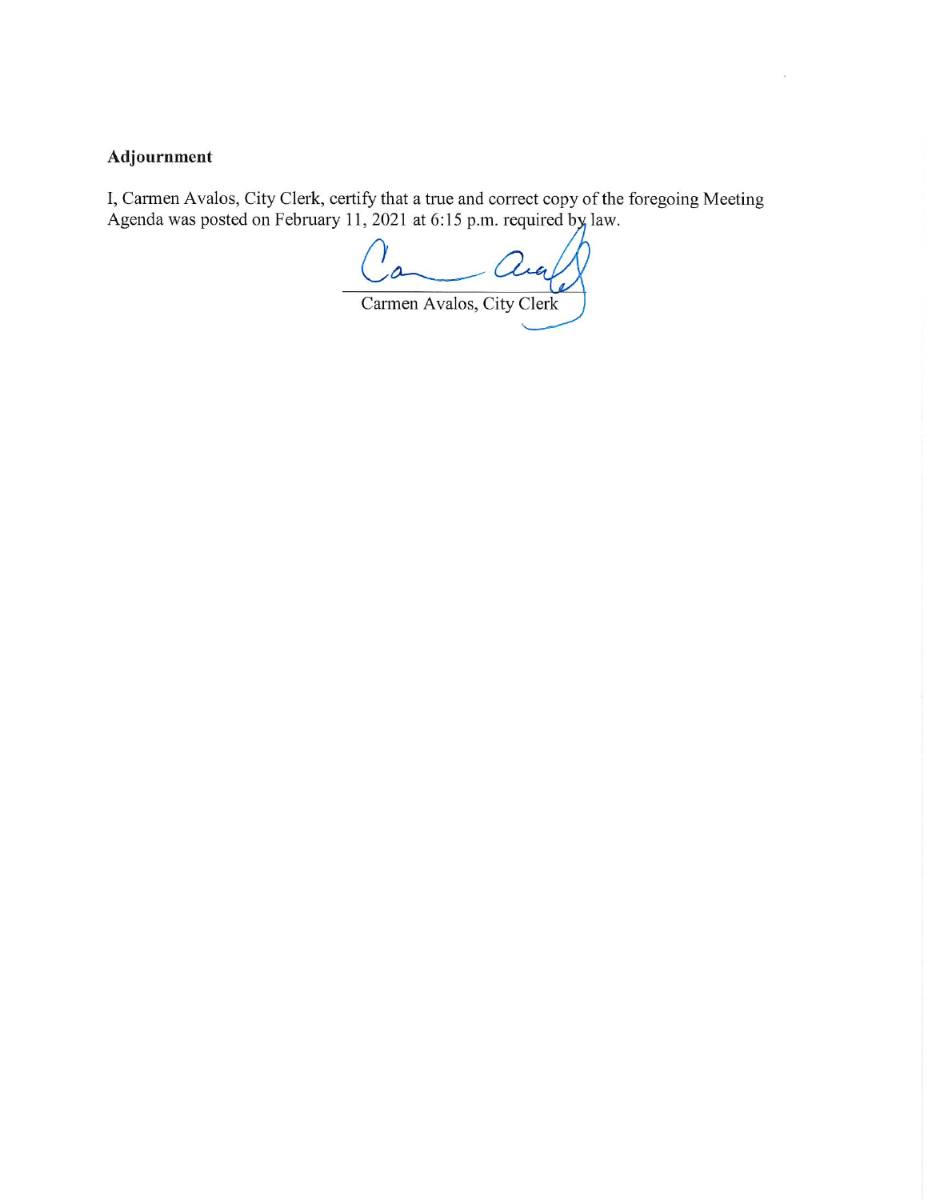**Adjournment**

I, Carmen Avalos, City Clerk, certify that a true and correct copy of the foregoing Meeting Agenda was posted on February 11, 2021 at 6:15 p.m. required by law.

Carmen Avalos, City Clerk